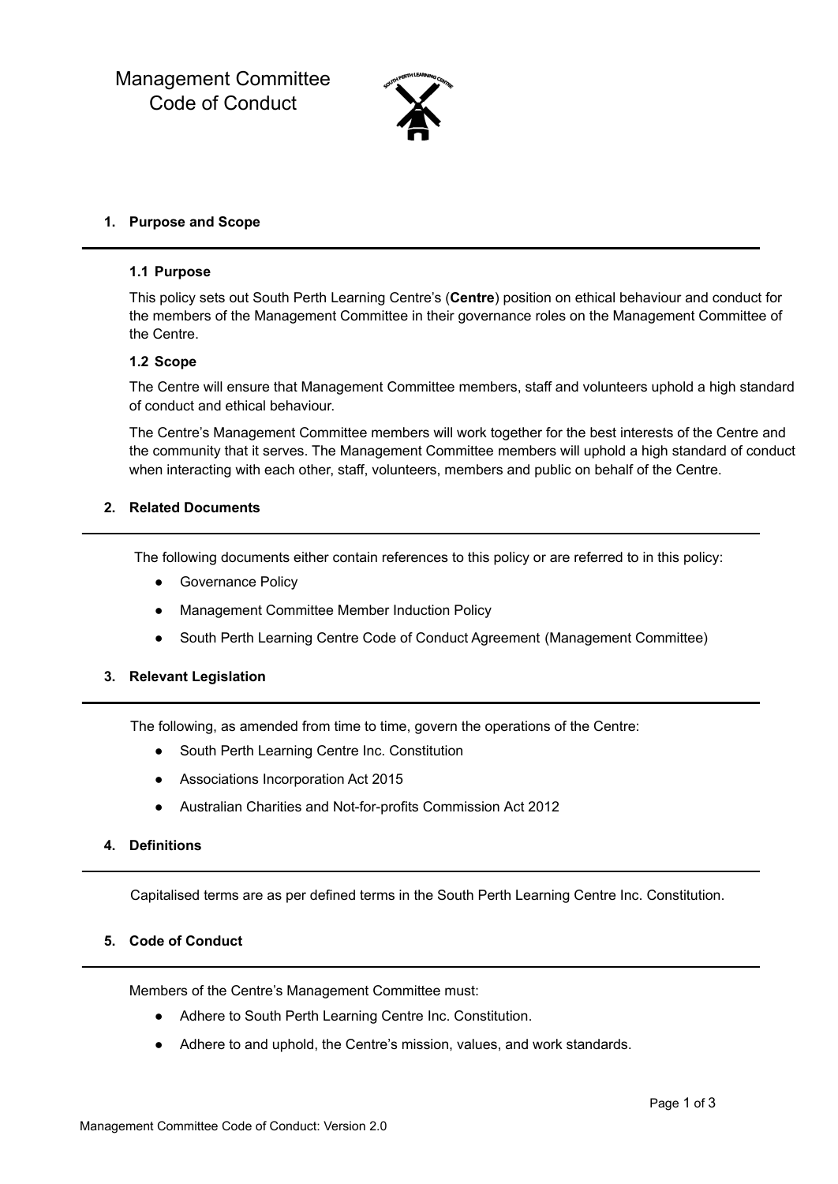# Management Committee Code of Conduct

## 1. Purpose and Scope

### 1.1 Purpose

This policy sets out South Perth Learning Centre's (**Centre**) position on ethical behaviour and conduct for the members of the Management Committee in their governance roles on the Management Committee of the Centre.

### 1.2 Scope

The Centre will ensure that Management Committee members, staff and volunteers uphold a high standard of conduct and ethical behaviour.

The Centre's Management Committee members will work together for the best interests of the Centre and the community that it serves. The Management Committee members will uphold a high standard of conduct when interacting with each other, staff, volunteers, members and public on behalf of the Centre.

## 2. Related Documents

The following documents either contain references to this policy or are referred to in this policy:

- Governance Policy
- Management Committee Member Induction Policy
- South Perth Learning Centre Code of Conduct Agreement (Management Committee)

## 3. Relevant Legislation

The following, as amended from time to time, govern the operations of the Centre:

- South Perth Learning Centre Inc. Constitution
- Associations Incorporation Act 2015
- Australian Charities and Not-for-profits Commission Act 2012

## 4. Definitions

Capitalised terms are as per defined terms in the South Perth Learning Centre Inc. Constitution.

## 5. Code of Conduct

Members of the Centre's Management Committee must:

- Adhere to South Perth Learning Centre Inc. Constitution.
- Adhere to and uphold, the Centre's mission, values, and work standards.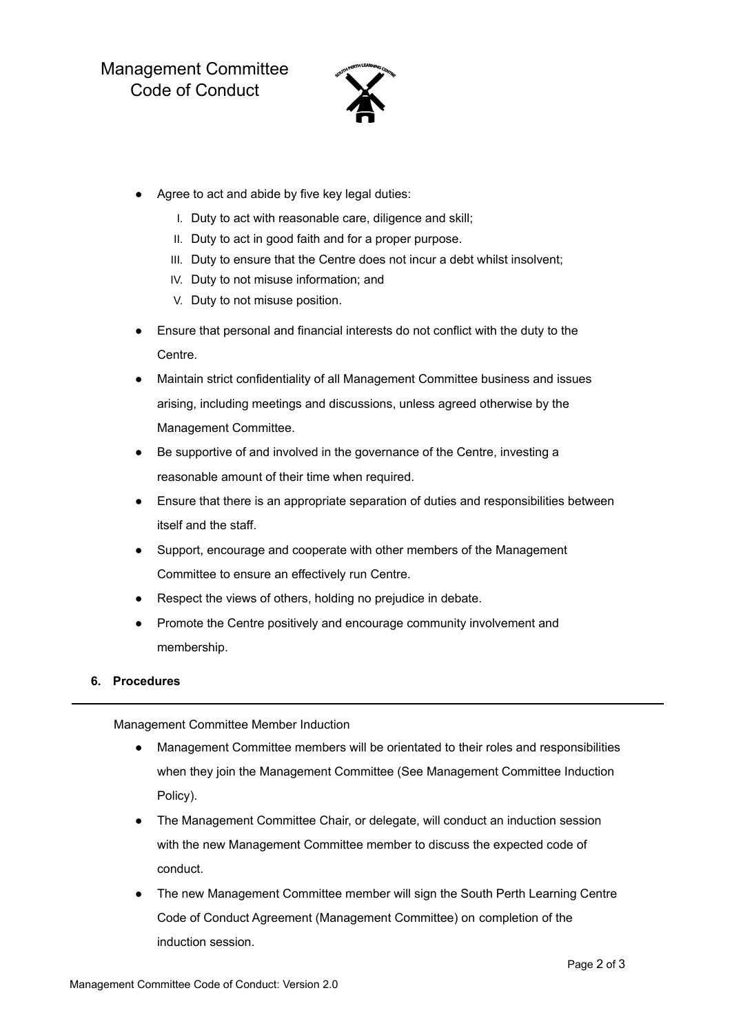- Agree to act and abide by five key legal duties:
    - I. Duty to act with reasonable care, diligence and skill;
    - II. Duty to act in good faith and for a proper purpose.
    - III. Duty to ensure that the Centre does not incur a debt whilst insolvent;
    - IV. Duty to not misuse information; and
    - V. Duty to not misuse position.
- Ensure that personal and financial interests do not conflict with the duty to the Centre.
- Maintain strict confidentiality of all Management Committee business and issues arising, including meetings and discussions, unless agreed otherwise by the Management Committee.
- Be supportive of and involved in the governance of the Centre, investing a reasonable amount of their time when required.
- Ensure that there is an appropriate separation of duties and responsibilities between itself and the staff.
- Support, encourage and cooperate with other members of the Management Committee to ensure an effectively run Centre.
- Respect the views of others, holding no prejudice in debate.
- Promote the Centre positively and encourage community involvement and membership.

## 6. Procedures

Management Committee Member Induction

- Management Committee members will be orientated to their roles and responsibilities when they join the Management Committee (See Management Committee Induction Policy).
- The Management Committee Chair, or delegate, will conduct an induction session with the new Management Committee member to discuss the expected code of conduct.
- The new Management Committee member will sign the South Perth Learning Centre Code of Conduct Agreement (Management Committee) on completion of the induction session.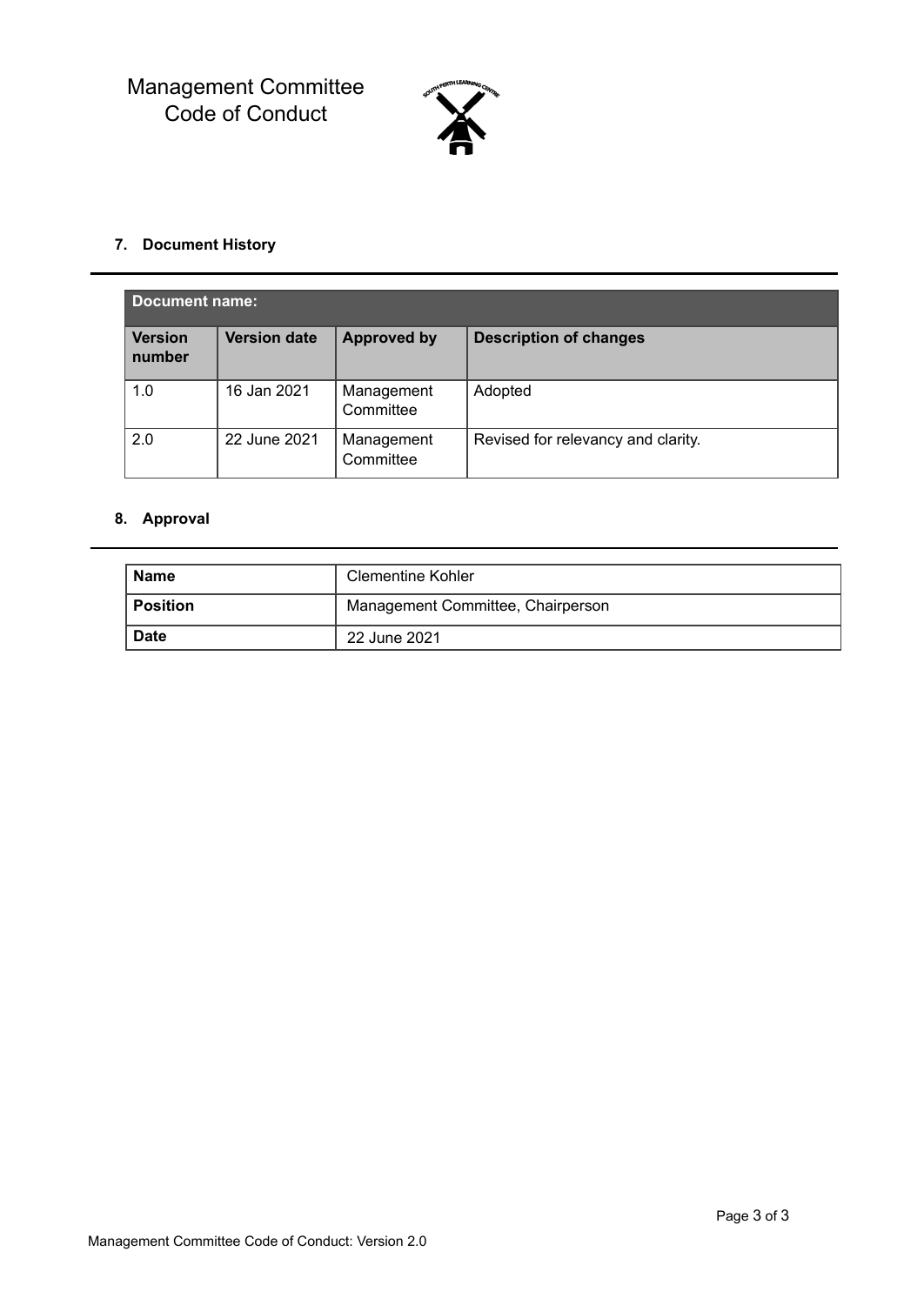## 7. Document History

| Document name: | | | |
|---|---|---|---|
| **Version number** | **Version date** | **Approved by** | **Description of changes** |
| 1.0 | 16 Jan 2021 | Management Committee | Adopted |
| 2.0 | 22 June 2021 | Management Committee | Revised for relevancy and clarity. |

## 8. Approval

| | |
|---|---|
| **Name** | Clementine Kohler |
| **Position** | Management Committee, Chairperson |
| **Date** | 22 June 2021 |